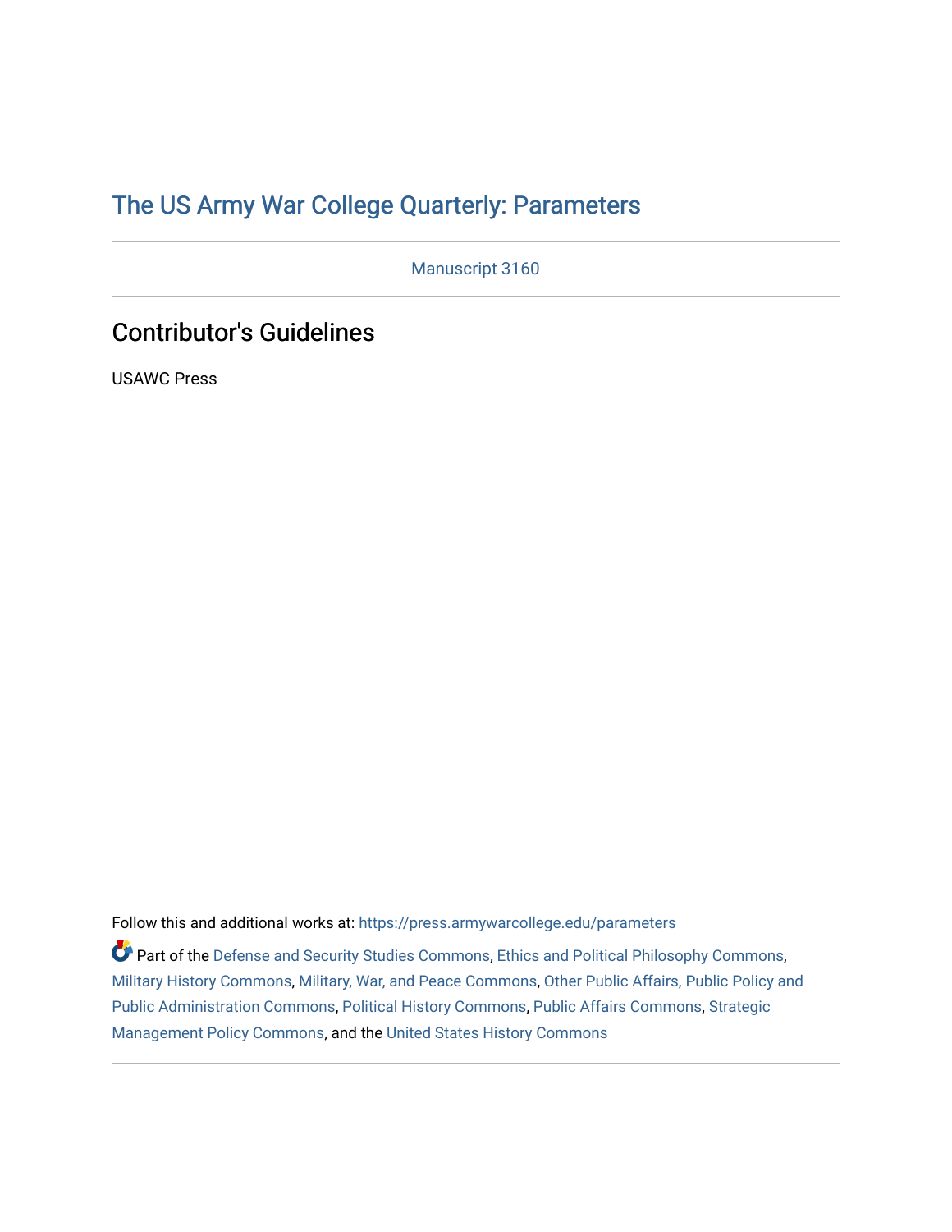The US Army War College Quarterly: Parameters

Manuscript 3160

## Contributor's Guidelines

USAWC Press

Follow this and additional works at: https://press.armywarcollege.edu/parameters

Part of the Defense and Security Studies Commons, Ethics and Political Philosophy Commons, Military History Commons, Military, War, and Peace Commons, Other Public Affairs, Public Policy and Public Administration Commons, Political History Commons, Public Affairs Commons, Strategic Management Policy Commons, and the United States History Commons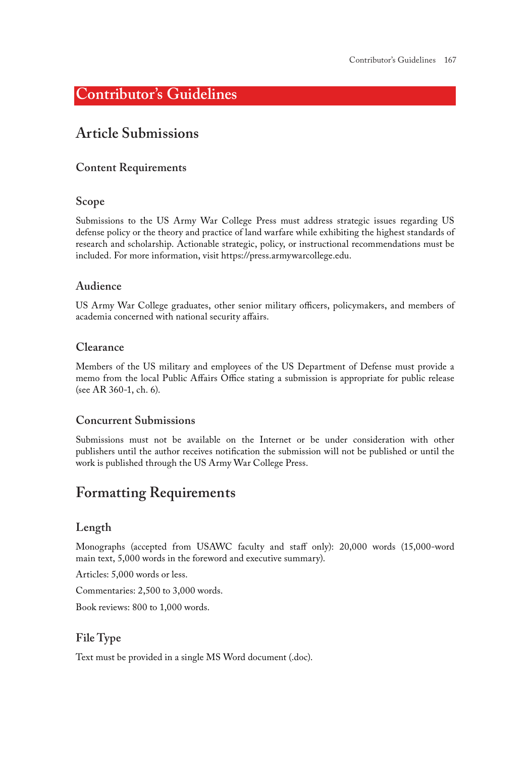# Contributor's Guidelines

## Article Submissions

### Content Requirements

#### Scope

Submissions to the US Army War College Press must address strategic issues regarding US defense policy or the theory and practice of land warfare while exhibiting the highest standards of research and scholarship. Actionable strategic, policy, or instructional recommendations must be included. For more information, visit https://press.armywarcollege.edu.

#### Audience

US Army War College graduates, other senior military officers, policymakers, and members of academia concerned with national security affairs.

#### Clearance

Members of the US military and employees of the US Department of Defense must provide a memo from the local Public Affairs Office stating a submission is appropriate for public release (see AR 360-1, ch. 6).

#### Concurrent Submissions

Submissions must not be available on the Internet or be under consideration with other publishers until the author receives notification the submission will not be published or until the work is published through the US Army War College Press.

## Formatting Requirements

#### Length

Monographs (accepted from USAWC faculty and staff only): 20,000 words (15,000-word main text, 5,000 words in the foreword and executive summary).

Articles: 5,000 words or less.

Commentaries: 2,500 to 3,000 words.

Book reviews: 800 to 1,000 words.

#### File Type

Text must be provided in a single MS Word document (.doc).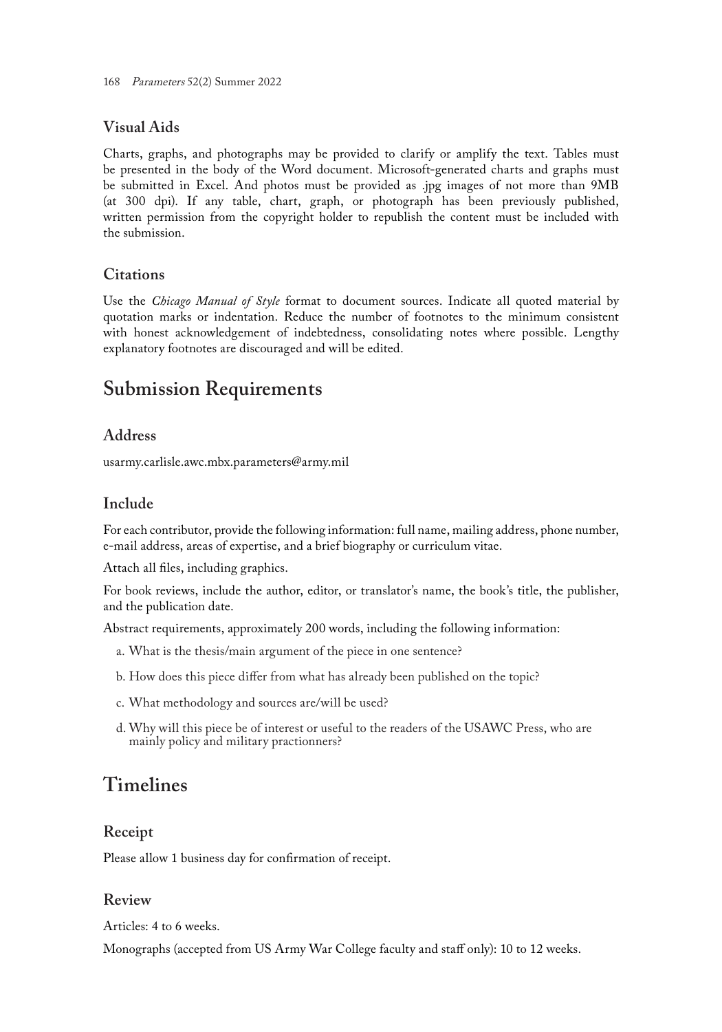### Visual Aids

Charts, graphs, and photographs may be provided to clarify or amplify the text. Tables must be presented in the body of the Word document. Microsoft-generated charts and graphs must be submitted in Excel. And photos must be provided as .jpg images of not more than 9MB (at 300 dpi). If any table, chart, graph, or photograph has been previously published, written permission from the copyright holder to republish the content must be included with the submission.

### Citations

Use the *Chicago Manual of Style* format to document sources. Indicate all quoted material by quotation marks or indentation. Reduce the number of footnotes to the minimum consistent with honest acknowledgement of indebtedness, consolidating notes where possible. Lengthy explanatory footnotes are discouraged and will be edited.

## Submission Requirements

### Address

usarmy.carlisle.awc.mbx.parameters@army.mil

### Include

For each contributor, provide the following information: full name, mailing address, phone number, e-mail address, areas of expertise, and a brief biography or curriculum vitae.

Attach all files, including graphics.

For book reviews, include the author, editor, or translator's name, the book's title, the publisher, and the publication date.

Abstract requirements, approximately 200 words, including the following information:

a. What is the thesis/main argument of the piece in one sentence?

b. How does this piece differ from what has already been published on the topic?

c. What methodology and sources are/will be used?

d. Why will this piece be of interest or useful to the readers of the USAWC Press, who are mainly policy and military practionners?

## Timelines

### Receipt

Please allow 1 business day for confirmation of receipt.

### Review

Articles: 4 to 6 weeks.

Monographs (accepted from US Army War College faculty and staff only): 10 to 12 weeks.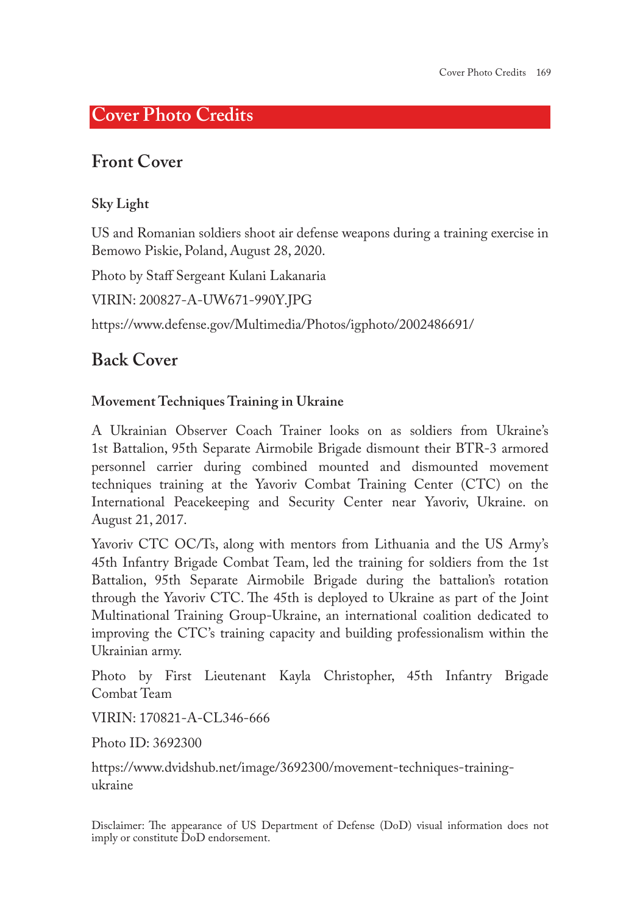# Cover Photo Credits

## Front Cover

### Sky Light

US and Romanian soldiers shoot air defense weapons during a training exercise in Bemowo Piskie, Poland, August 28, 2020.

Photo by Staff Sergeant Kulani Lakanaria

VIRIN: 200827-A-UW671-990Y.JPG

https://www.defense.gov/Multimedia/Photos/igphoto/2002486691/

## Back Cover

### Movement Techniques Training in Ukraine

A Ukrainian Observer Coach Trainer looks on as soldiers from Ukraine's 1st Battalion, 95th Separate Airmobile Brigade dismount their BTR-3 armored personnel carrier during combined mounted and dismounted movement techniques training at the Yavoriv Combat Training Center (CTC) on the International Peacekeeping and Security Center near Yavoriv, Ukraine. on August 21, 2017.

Yavoriv CTC OC/Ts, along with mentors from Lithuania and the US Army's 45th Infantry Brigade Combat Team, led the training for soldiers from the 1st Battalion, 95th Separate Airmobile Brigade during the battalion's rotation through the Yavoriv CTC. The 45th is deployed to Ukraine as part of the Joint Multinational Training Group-Ukraine, an international coalition dedicated to improving the CTC's training capacity and building professionalism within the Ukrainian army.

Photo by First Lieutenant Kayla Christopher, 45th Infantry Brigade Combat Team

VIRIN: 170821-A-CL346-666

Photo ID: 3692300

https://www.dvidshub.net/image/3692300/movement-techniques-training-ukraine

Disclaimer: The appearance of US Department of Defense (DoD) visual information does not imply or constitute DoD endorsement.